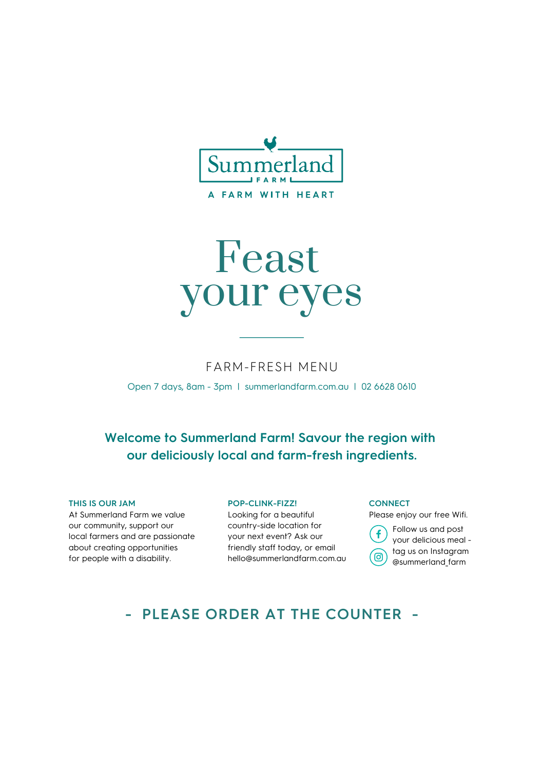# Summerland

FARM

A FARM WITH HEART

# Feast your eyes

## FARM-FRESH MENU

Open 7 days, 8am - 3pm | summerlandfarm.com.au | 02 6628 0610

**Welcome to Summerland Farm! Savour the region with our deliciously local and farm-fresh ingredients.**

### THIS IS OUR JAM

At Summerland Farm we value our community, support our local farmers and are passionate about creating opportunities for people with a disability.

### POP-CLINK-FIZZ!

Looking for a beautiful country-side location for your next event? Ask our friendly staff today, or email hello@summerlandfarm.com.au

### CONNECT

Please enjoy our free Wifi.

Follow us and post your delicious meal - tag us on Instagram @summerland_farm

## - PLEASE ORDER AT THE COUNTER -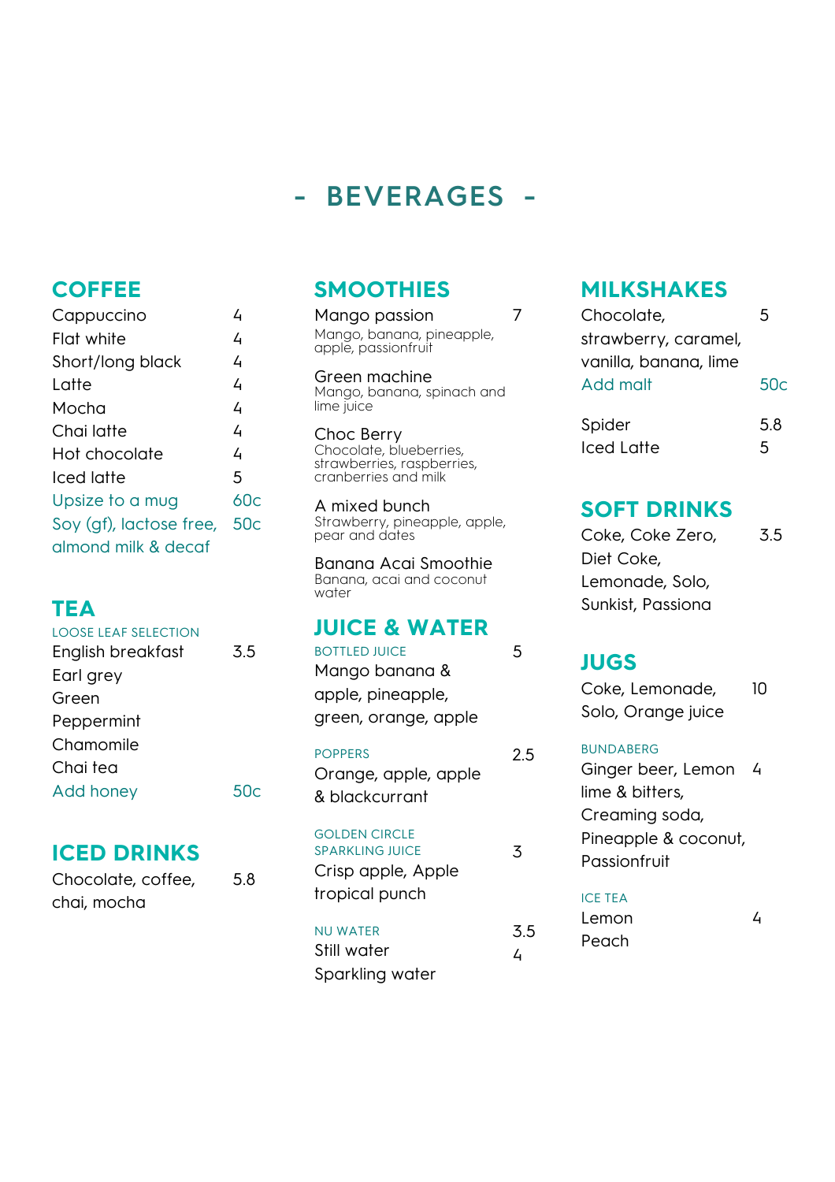# - BEVERAGES -

## COFFEE

| Item | Price |
|---|---|
| Cappuccino | 4 |
| Flat white | 4 |
| Short/long black | 4 |
| Latte | 4 |
| Mocha | 4 |
| Chai latte | 4 |
| Hot chocolate | 4 |
| Iced latte | 5 |
| Upsize to a mug | 60c |
| Soy (gf), lactose free, almond milk & decaf | 50c |

## TEA

LOOSE LEAF SELECTION

| Item | Price |
|---|---|
| English breakfast | 3.5 |
| Earl grey | |
| Green | |
| Peppermint | |
| Chamomile | |
| Chai tea | |
| Add honey | 50c |

## ICED DRINKS

| Item | Price |
|---|---|
| Chocolate, coffee, chai, mocha | 5.8 |

## SMOOTHIES

7

**Mango passion**
Mango, banana, pineapple, apple, passionfruit

**Green machine**
Mango, banana, spinach and lime juice

**Choc Berry**
Chocolate, blueberries, strawberries, raspberries, cranberries and milk

**A mixed bunch**
Strawberry, pineapple, apple, pear and dates

**Banana Acai Smoothie**
Banana, acai and coconut water

## JUICE & WATER

| Item | Price |
|---|---|
| BOTTLED JUICE: Mango banana & apple, pineapple, green, orange, apple | 5 |
| POPPERS: Orange, apple, apple & blackcurrant | 2.5 |
| GOLDEN CIRCLE SPARKLING JUICE: Crisp apple, Apple tropical punch | 3 |
| NU WATER: Still water | 3.5 |
| Sparkling water | 4 |

## MILKSHAKES

| Item | Price |
|---|---|
| Chocolate, strawberry, caramel, vanilla, banana, lime | 5 |
| Add malt | 50c |
| Spider | 5.8 |
| Iced Latte | 5 |

## SOFT DRINKS

| Item | Price |
|---|---|
| Coke, Coke Zero, Diet Coke, Lemonade, Solo, Sunkist, Passiona | 3.5 |

## JUGS

| Item | Price |
|---|---|
| Coke, Lemonade, Solo, Orange juice | 10 |

BUNDABERG

| Item | Price |
|---|---|
| Ginger beer, Lemon lime & bitters, Creaming soda, Pineapple & coconut, Passionfruit | 4 |

ICE TEA

| Item | Price |
|---|---|
| Lemon | 4 |
| Peach | |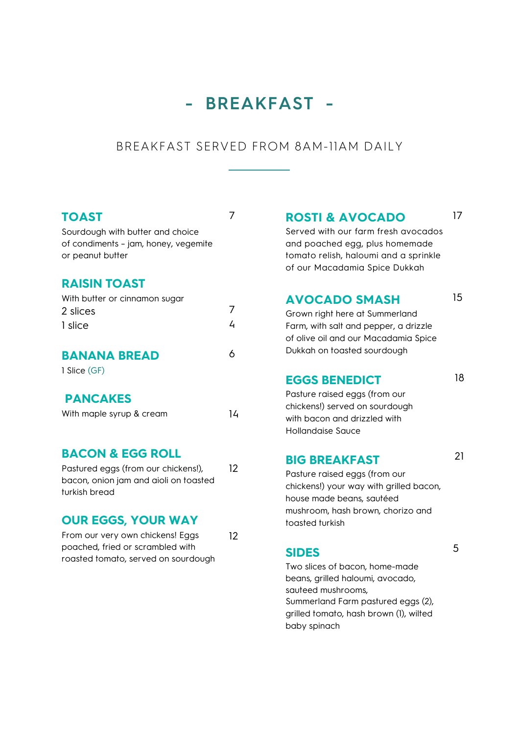# - BREAKFAST -

BREAKFAST SERVED FROM 8AM-11AM DAILY

---

### TOAST — 7

Sourdough with butter and choice of condiments - jam, honey, vegemite or peanut butter

### RAISIN TOAST

With butter or cinnamon sugar

2 slices — 7

1 slice — 4

### BANANA BREAD — 6

1 Slice (GF)

### PANCAKES

With maple syrup & cream — 14

### BACON & EGG ROLL — 12

Pastured eggs (from our chickens!), bacon, onion jam and aioli on toasted turkish bread

### OUR EGGS, YOUR WAY — 12

From our very own chickens! Eggs poached, fried or scrambled with roasted tomato, served on sourdough

### ROSTI & AVOCADO — 17

Served with our farm fresh avocados and poached egg, plus homemade tomato relish, haloumi and a sprinkle of our Macadamia Spice Dukkah

### AVOCADO SMASH — 15

Grown right here at Summerland Farm, with salt and pepper, a drizzle of olive oil and our Macadamia Spice Dukkah on toasted sourdough

### EGGS BENEDICT — 18

Pasture raised eggs (from our chickens!) served on sourdough with bacon and drizzled with Hollandaise Sauce

### BIG BREAKFAST — 21

Pasture raised eggs (from our chickens!) your way with grilled bacon, house made beans, sautéed mushroom, hash brown, chorizo and toasted turkish

### SIDES — 5

Two slices of bacon, home-made beans, grilled haloumi, avocado, sauteed mushrooms,
Summerland Farm pastured eggs (2), grilled tomato, hash brown (1), wilted baby spinach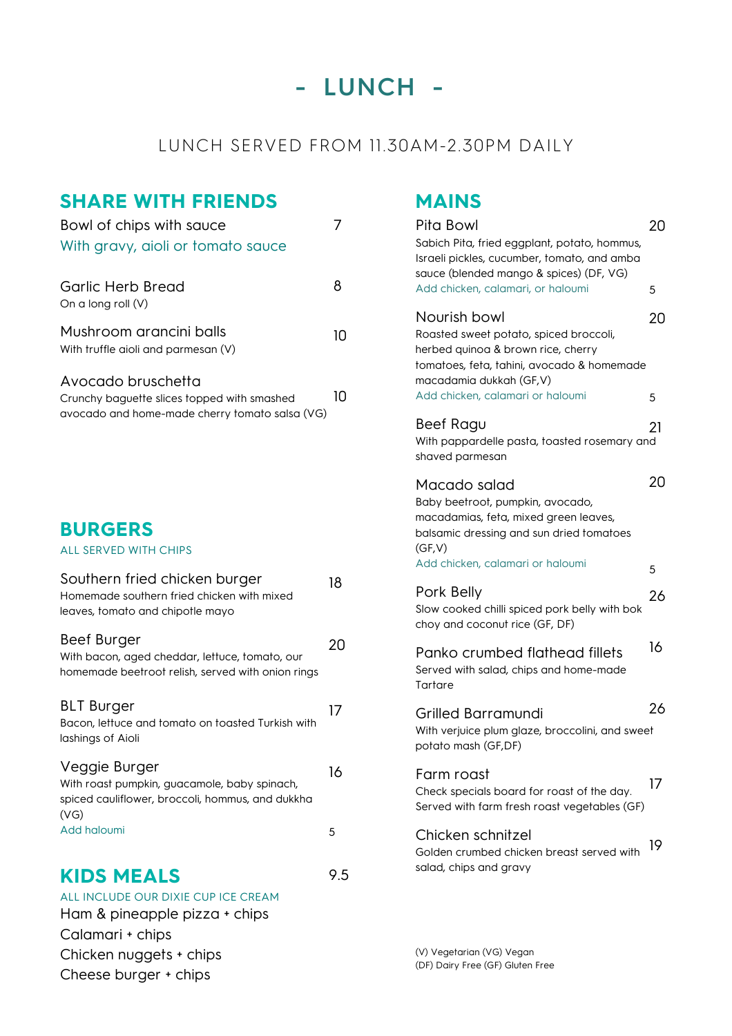# - LUNCH -

LUNCH SERVED FROM 11.30AM-2.30PM DAILY

## SHARE WITH FRIENDS

**Bowl of chips with sauce** — 7
With gravy, aioli or tomato sauce

**Garlic Herb Bread** — 8
On a long roll (V)

**Mushroom arancini balls** — 10
With truffle aioli and parmesan (V)

**Avocado bruschetta** — 10
Crunchy baguette slices topped with smashed avocado and home-made cherry tomato salsa (VG)

## BURGERS

ALL SERVED WITH CHIPS

**Southern fried chicken burger** — 18
Homemade southern fried chicken with mixed leaves, tomato and chipotle mayo

**Beef Burger** — 20
With bacon, aged cheddar, lettuce, tomato, our homemade beetroot relish, served with onion rings

**BLT Burger** — 17
Bacon, lettuce and tomato on toasted Turkish with lashings of Aioli

**Veggie Burger** — 16
With roast pumpkin, guacamole, baby spinach, spiced cauliflower, broccoli, hommus, and dukkha (VG)
Add haloumi — 5

## KIDS MEALS — 9.5

ALL INCLUDE OUR DIXIE CUP ICE CREAM

Ham & pineapple pizza + chips
Calamari + chips
Chicken nuggets + chips
Cheese burger + chips

## MAINS

**Pita Bowl** — 20
Sabich Pita, fried eggplant, potato, hommus, Israeli pickles, cucumber, tomato, and amba sauce (blended mango & spices) (DF, VG)
Add chicken, calamari, or haloumi — 5

**Nourish bowl** — 20
Roasted sweet potato, spiced broccoli, herbed quinoa & brown rice, cherry tomatoes, feta, tahini, avocado & homemade macadamia dukkah (GF,V)
Add chicken, calamari or haloumi — 5

**Beef Ragu** — 21
With pappardelle pasta, toasted rosemary and shaved parmesan

**Macado salad** — 20
Baby beetroot, pumpkin, avocado, macadamias, feta, mixed green leaves, balsamic dressing and sun dried tomatoes (GF,V)
Add chicken, calamari or haloumi — 5

**Pork Belly** — 26
Slow cooked chilli spiced pork belly with bok choy and coconut rice (GF, DF)

**Panko crumbed flathead fillets** — 16
Served with salad, chips and home-made Tartare

**Grilled Barramundi** — 26
With verjuice plum glaze, broccolini, and sweet potato mash (GF,DF)

**Farm roast** — 17
Check specials board for roast of the day. Served with farm fresh roast vegetables (GF)

**Chicken schnitzel** — 19
Golden crumbed chicken breast served with salad, chips and gravy

(V) Vegetarian (VG) Vegan
(DF) Dairy Free (GF) Gluten Free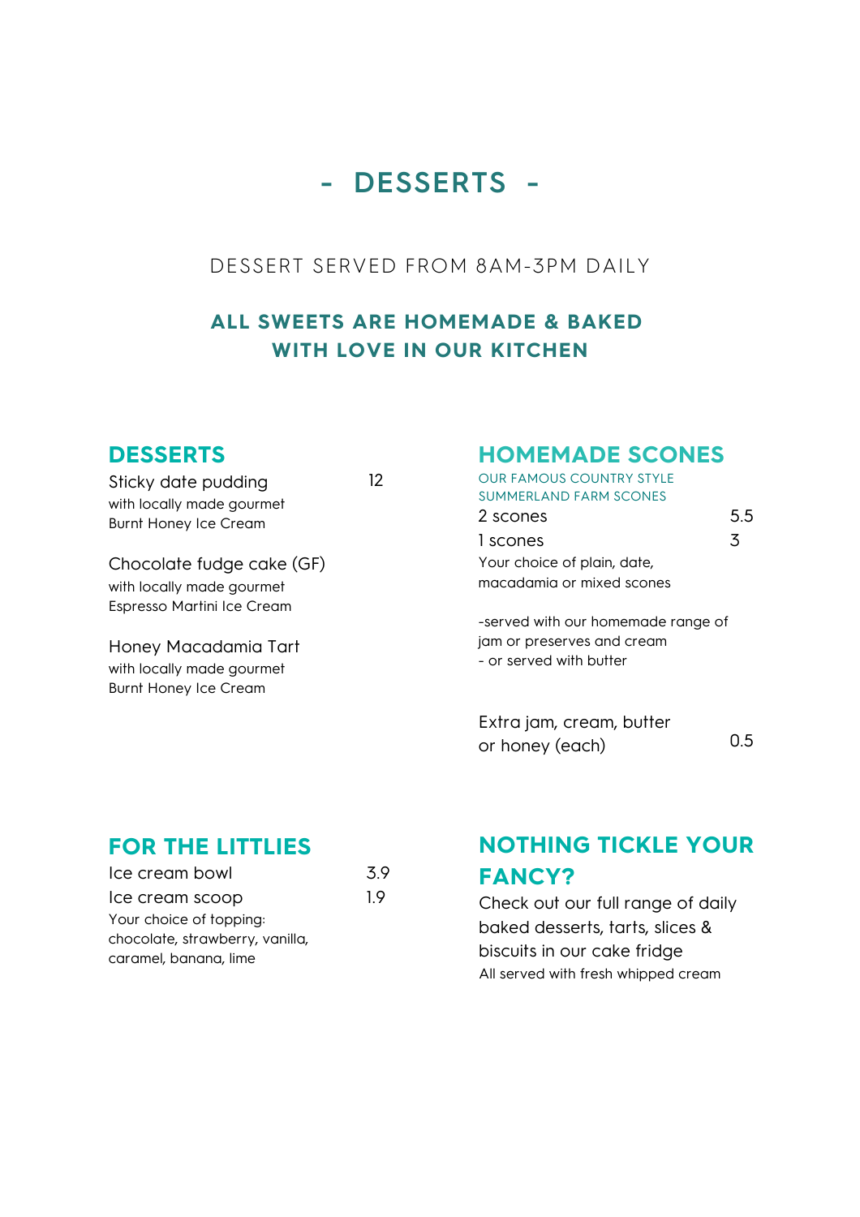# - DESSERTS -

DESSERT SERVED FROM 8AM-3PM DAILY

**ALL SWEETS ARE HOMEMADE & BAKED WITH LOVE IN OUR KITCHEN**

## DESSERTS

Sticky date pudding 12
with locally made gourmet Burnt Honey Ice Cream

Chocolate fudge cake (GF)
with locally made gourmet Espresso Martini Ice Cream

Honey Macadamia Tart
with locally made gourmet Burnt Honey Ice Cream

## HOMEMADE SCONES

OUR FAMOUS COUNTRY STYLE SUMMERLAND FARM SCONES

2 scones 5.5

1 scones 3

Your choice of plain, date, macadamia or mixed scones

-served with our homemade range of jam or preserves and cream
- or served with butter

Extra jam, cream, butter or honey (each) 0.5

## FOR THE LITTLIES

Ice cream bowl 3.9

Ice cream scoop 1.9

Your choice of topping: chocolate, strawberry, vanilla, caramel, banana, lime

## NOTHING TICKLE YOUR FANCY?

Check out our full range of daily baked desserts, tarts, slices & biscuits in our cake fridge

All served with fresh whipped cream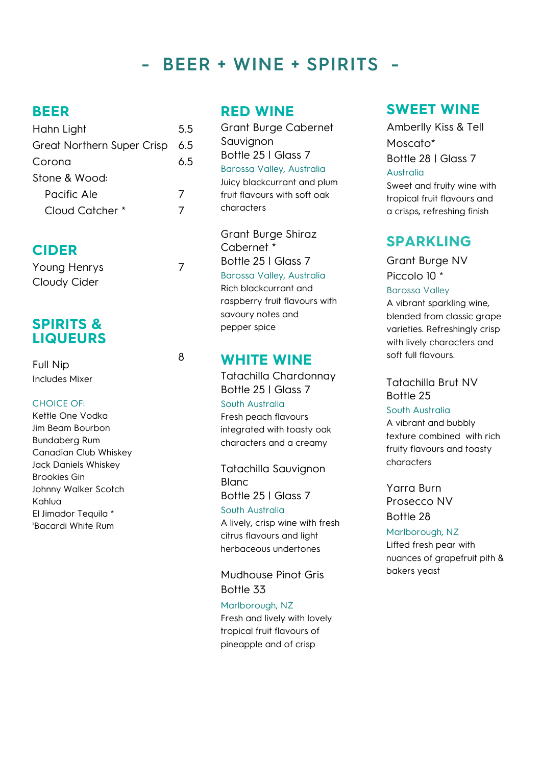# - BEER + WINE + SPIRITS -

## BEER

| | |
|---|---|
| Hahn Light | 5.5 |
| Great Northern Super Crisp | 6.5 |
| Corona | 6.5 |
| Stone & Wood: | |
| Pacific Ale | 7 |
| Cloud Catcher * | 7 |

## CIDER

| | |
|---|---|
| Young Henrys Cloudy Cider | 7 |

## SPIRITS & LIQUEURS

Full Nip 8
Includes Mixer

CHOICE OF:
Kettle One Vodka
Jim Beam Bourbon
Bundaberg Rum
Canadian Club Whiskey
Jack Daniels Whiskey
Brookies Gin
Johnny Walker Scotch
Kahlua
El Jimador Tequila *
'Bacardi White Rum

## RED WINE

Grant Burge Cabernet Sauvignon
Bottle 25 | Glass 7
Barossa Valley, Australia
Juicy blackcurrant and plum fruit flavours with soft oak characters

Grant Burge Shiraz Cabernet *
Bottle 25 | Glass 7
Barossa Valley, Australia
Rich blackcurrant and raspberry fruit flavours with savoury notes and pepper spice

## WHITE WINE

Tatachilla Chardonnay
Bottle 25 | Glass 7
South Australia
Fresh peach flavours integrated with toasty oak characters and a creamy

Tatachilla Sauvignon Blanc
Bottle 25 | Glass 7
South Australia
A lively, crisp wine with fresh citrus flavours and light herbaceous undertones

Mudhouse Pinot Gris
Bottle 33
Marlborough, NZ
Fresh and lively with lovely tropical fruit flavours of pineapple and of crisp

## SWEET WINE

Amberlly Kiss & Tell Moscato*
Bottle 28 | Glass 7
Australia
Sweet and fruity wine with tropical fruit flavours and a crisps, refreshing finish

## SPARKLING

Grant Burge NV Piccolo 10 *
Barossa Valley
A vibrant sparkling wine, blended from classic grape varieties. Refreshingly crisp with lively characters and soft full flavours.

Tatachilla Brut NV
Bottle 25
South Australia
A vibrant and bubbly texture combined with rich fruity flavours and toasty characters

Yarra Burn Prosecco NV
Bottle 28
Marlborough, NZ
Lifted fresh pear with nuances of grapefruit pith & bakers yeast